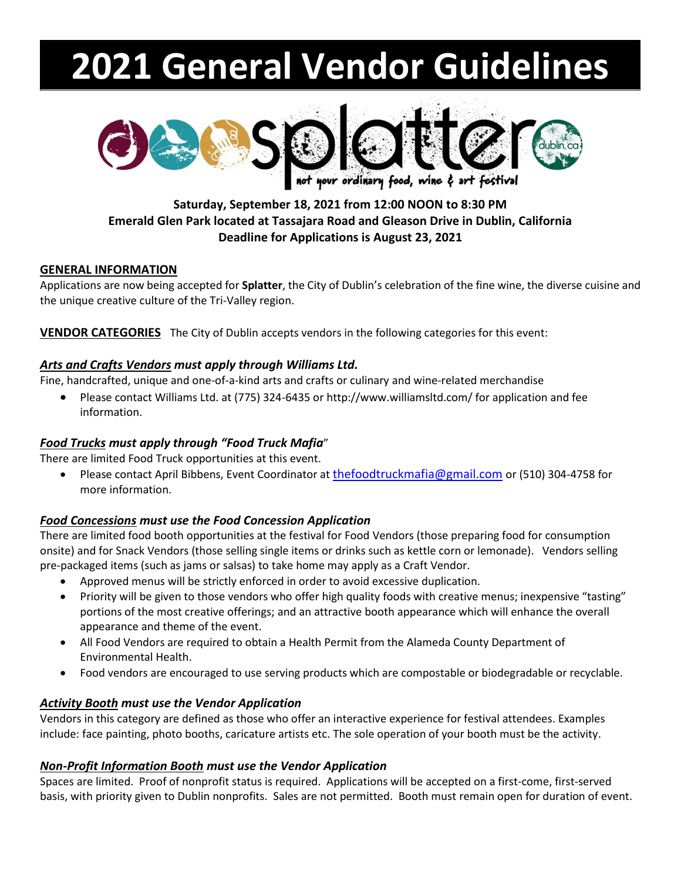# 2021 General Vendor Guidelines

splatter — not your ordinary food, wine & art festival — dublin.ca

**Saturday, September 18, 2021 from 12:00 NOON to 8:30 PM**
**Emerald Glen Park located at Tassajara Road and Gleason Drive in Dublin, California**
**Deadline for Applications is August 23, 2021**

## GENERAL INFORMATION

Applications are now being accepted for **Splatter**, the City of Dublin's celebration of the fine wine, the diverse cuisine and the unique creative culture of the Tri-Valley region.

**VENDOR CATEGORIES** The City of Dublin accepts vendors in the following categories for this event:

### *Arts and Crafts Vendors must apply through Williams Ltd.*

Fine, handcrafted, unique and one-of-a-kind arts and crafts or culinary and wine-related merchandise

- Please contact Williams Ltd. at (775) 324-6435 or http://www.williamsltd.com/ for application and fee information.

### *Food Trucks must apply through "Food Truck Mafia"*

There are limited Food Truck opportunities at this event.

- Please contact April Bibbens, Event Coordinator at thefoodtruckmafia@gmail.com or (510) 304-4758 for more information.

### *Food Concessions must use the Food Concession Application*

There are limited food booth opportunities at the festival for Food Vendors (those preparing food for consumption onsite) and for Snack Vendors (those selling single items or drinks such as kettle corn or lemonade). Vendors selling pre-packaged items (such as jams or salsas) to take home may apply as a Craft Vendor.

- Approved menus will be strictly enforced in order to avoid excessive duplication.
- Priority will be given to those vendors who offer high quality foods with creative menus; inexpensive "tasting" portions of the most creative offerings; and an attractive booth appearance which will enhance the overall appearance and theme of the event.
- All Food Vendors are required to obtain a Health Permit from the Alameda County Department of Environmental Health.
- Food vendors are encouraged to use serving products which are compostable or biodegradable or recyclable.

### *Activity Booth must use the Vendor Application*

Vendors in this category are defined as those who offer an interactive experience for festival attendees. Examples include: face painting, photo booths, caricature artists etc. The sole operation of your booth must be the activity.

### *Non-Profit Information Booth must use the Vendor Application*

Spaces are limited. Proof of nonprofit status is required. Applications will be accepted on a first-come, first-served basis, with priority given to Dublin nonprofits. Sales are not permitted. Booth must remain open for duration of event.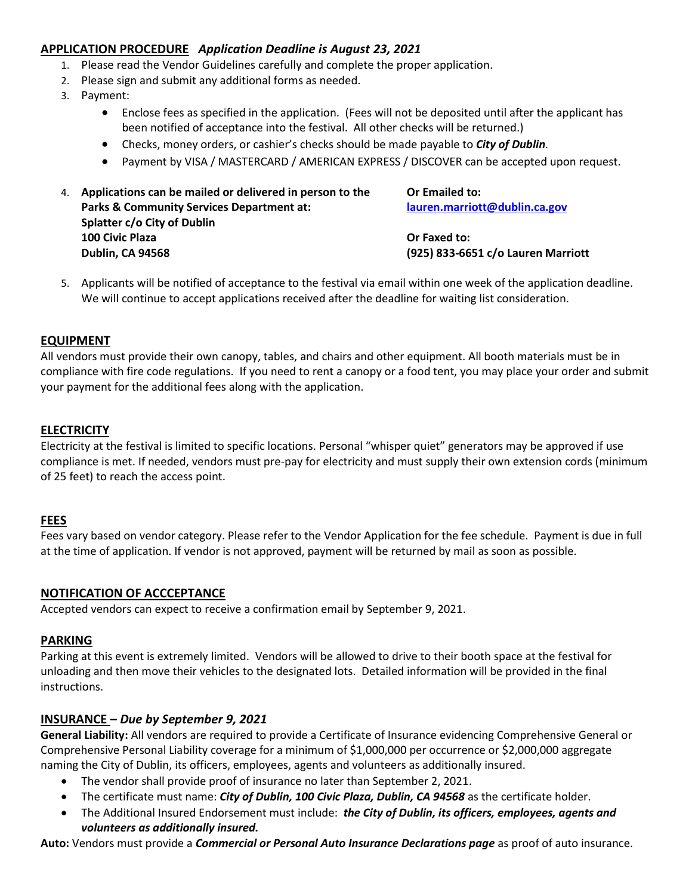## APPLICATION PROCEDURE *Application Deadline is August 23, 2021*

1. Please read the Vendor Guidelines carefully and complete the proper application.
2. Please sign and submit any additional forms as needed.
3. Payment:
   - Enclose fees as specified in the application. (Fees will not be deposited until after the applicant has been notified of acceptance into the festival. All other checks will be returned.)
   - Checks, money orders, or cashier's checks should be made payable to ***City of Dublin**.*
   - Payment by VISA / MASTERCARD / AMERICAN EXPRESS / DISCOVER can be accepted upon request.
4. **Applications can be mailed or delivered in person to the Parks & Community Services Department at:**
   **Splatter c/o City of Dublin**
   **100 Civic Plaza**
   **Dublin, CA 94568**

   **Or Emailed to:**
   **lauren.marriott@dublin.ca.gov**

   **Or Faxed to:**
   **(925) 833-6651 c/o Lauren Marriott**
5. Applicants will be notified of acceptance to the festival via email within one week of the application deadline. We will continue to accept applications received after the deadline for waiting list consideration.

## EQUIPMENT

All vendors must provide their own canopy, tables, and chairs and other equipment. All booth materials must be in compliance with fire code regulations. If you need to rent a canopy or a food tent, you may place your order and submit your payment for the additional fees along with the application.

## ELECTRICITY

Electricity at the festival is limited to specific locations. Personal "whisper quiet" generators may be approved if use compliance is met. If needed, vendors must pre-pay for electricity and must supply their own extension cords (minimum of 25 feet) to reach the access point.

## FEES

Fees vary based on vendor category. Please refer to the Vendor Application for the fee schedule. Payment is due in full at the time of application. If vendor is not approved, payment will be returned by mail as soon as possible.

## NOTIFICATION OF ACCCEPTANCE

Accepted vendors can expect to receive a confirmation email by September 9, 2021.

## PARKING

Parking at this event is extremely limited. Vendors will be allowed to drive to their booth space at the festival for unloading and then move their vehicles to the designated lots. Detailed information will be provided in the final instructions.

## INSURANCE – *Due by September 9, 2021*

**General Liability:** All vendors are required to provide a Certificate of Insurance evidencing Comprehensive General or Comprehensive Personal Liability coverage for a minimum of $1,000,000 per occurrence or $2,000,000 aggregate naming the City of Dublin, its officers, employees, agents and volunteers as additionally insured.

- The vendor shall provide proof of insurance no later than September 2, 2021.
- The certificate must name: ***City of Dublin, 100 Civic Plaza, Dublin, CA 94568*** as the certificate holder.
- The Additional Insured Endorsement must include: ***the City of Dublin, its officers, employees, agents and volunteers as additionally insured.***

**Auto:** Vendors must provide a ***Commercial or Personal Auto Insurance Declarations page*** as proof of auto insurance.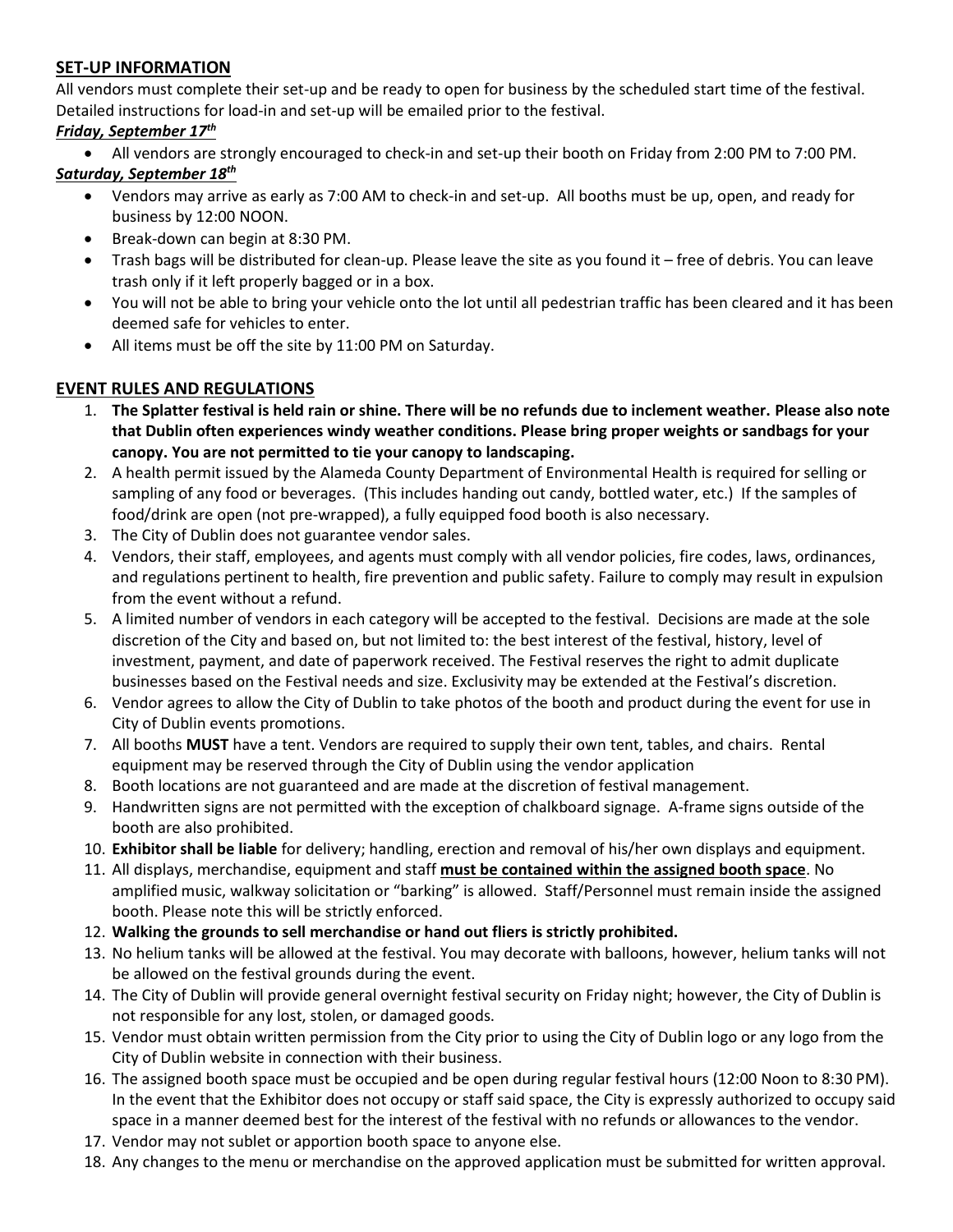## SET-UP INFORMATION

All vendors must complete their set-up and be ready to open for business by the scheduled start time of the festival. Detailed instructions for load-in and set-up will be emailed prior to the festival.

***Friday, September 17th***

- All vendors are strongly encouraged to check-in and set-up their booth on Friday from 2:00 PM to 7:00 PM.

***Saturday, September 18th***

- Vendors may arrive as early as 7:00 AM to check-in and set-up. All booths must be up, open, and ready for business by 12:00 NOON.
- Break-down can begin at 8:30 PM.
- Trash bags will be distributed for clean-up. Please leave the site as you found it – free of debris. You can leave trash only if it left properly bagged or in a box.
- You will not be able to bring your vehicle onto the lot until all pedestrian traffic has been cleared and it has been deemed safe for vehicles to enter.
- All items must be off the site by 11:00 PM on Saturday.

## EVENT RULES AND REGULATIONS

1. **The Splatter festival is held rain or shine. There will be no refunds due to inclement weather. Please also note that Dublin often experiences windy weather conditions. Please bring proper weights or sandbags for your canopy. You are not permitted to tie your canopy to landscaping.**
2. A health permit issued by the Alameda County Department of Environmental Health is required for selling or sampling of any food or beverages. (This includes handing out candy, bottled water, etc.) If the samples of food/drink are open (not pre-wrapped), a fully equipped food booth is also necessary.
3. The City of Dublin does not guarantee vendor sales.
4. Vendors, their staff, employees, and agents must comply with all vendor policies, fire codes, laws, ordinances, and regulations pertinent to health, fire prevention and public safety. Failure to comply may result in expulsion from the event without a refund.
5. A limited number of vendors in each category will be accepted to the festival. Decisions are made at the sole discretion of the City and based on, but not limited to: the best interest of the festival, history, level of investment, payment, and date of paperwork received. The Festival reserves the right to admit duplicate businesses based on the Festival needs and size. Exclusivity may be extended at the Festival's discretion.
6. Vendor agrees to allow the City of Dublin to take photos of the booth and product during the event for use in City of Dublin events promotions.
7. All booths **MUST** have a tent. Vendors are required to supply their own tent, tables, and chairs. Rental equipment may be reserved through the City of Dublin using the vendor application
8. Booth locations are not guaranteed and are made at the discretion of festival management.
9. Handwritten signs are not permitted with the exception of chalkboard signage. A-frame signs outside of the booth are also prohibited.
10. **Exhibitor shall be liable** for delivery; handling, erection and removal of his/her own displays and equipment.
11. All displays, merchandise, equipment and staff **<u>must be contained within the assigned booth space</u>**. No amplified music, walkway solicitation or "barking" is allowed. Staff/Personnel must remain inside the assigned booth. Please note this will be strictly enforced.
12. **Walking the grounds to sell merchandise or hand out fliers is strictly prohibited.**
13. No helium tanks will be allowed at the festival. You may decorate with balloons, however, helium tanks will not be allowed on the festival grounds during the event.
14. The City of Dublin will provide general overnight festival security on Friday night; however, the City of Dublin is not responsible for any lost, stolen, or damaged goods.
15. Vendor must obtain written permission from the City prior to using the City of Dublin logo or any logo from the City of Dublin website in connection with their business.
16. The assigned booth space must be occupied and be open during regular festival hours (12:00 Noon to 8:30 PM). In the event that the Exhibitor does not occupy or staff said space, the City is expressly authorized to occupy said space in a manner deemed best for the interest of the festival with no refunds or allowances to the vendor.
17. Vendor may not sublet or apportion booth space to anyone else.
18. Any changes to the menu or merchandise on the approved application must be submitted for written approval.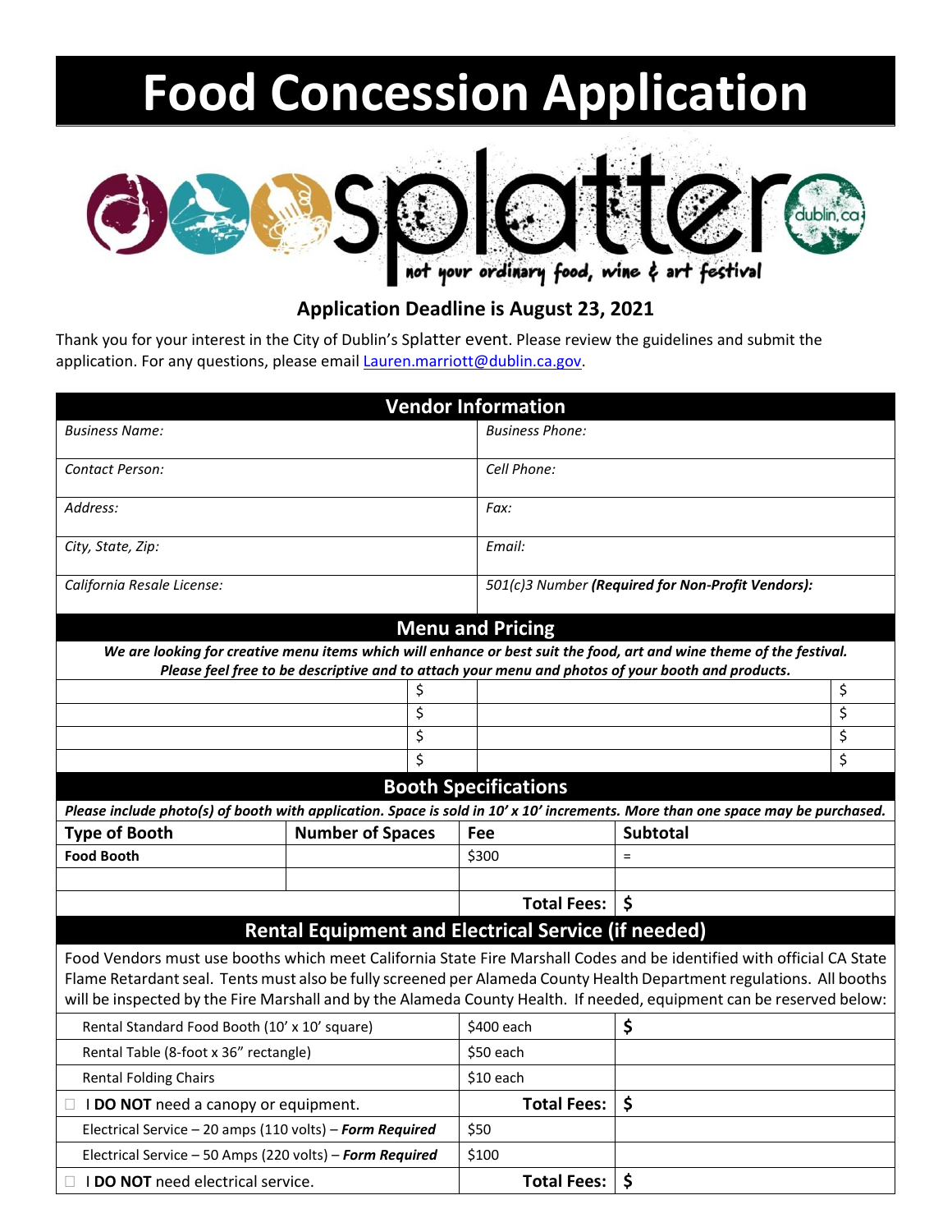# Food Concession Application

splatter — not your ordinary food, wine & art festival — dublin, ca

### Application Deadline is August 23, 2021

Thank you for your interest in the City of Dublin's Splatter event. Please review the guidelines and submit the application. For any questions, please email Lauren.marriott@dublin.ca.gov.

| Vendor Information | |
|---|---|
| *Business Name:* | *Business Phone:* |
| *Contact Person:* | *Cell Phone:* |
| *Address:* | *Fax:* |
| *City, State, Zip:* | *Email:* |
| *California Resale License:* | *501(c)3 Number* ***(Required for Non-Profit Vendors):*** |

## Menu and Pricing

***We are looking for creative menu items which will enhance or best suit the food, art and wine theme of the festival. Please feel free to be descriptive and to attach your menu and photos of your booth and products.***

| | | | |
|---|---|---|---|
| | $ | | $ |
| | $ | | $ |
| | $ | | $ |
| | $ | | $ |

## Booth Specifications

***Please include photo(s) of booth with application. Space is sold in 10' x 10' increments. More than one space may be purchased.***

| Type of Booth | Number of Spaces | Fee | Subtotal |
|---|---|---|---|
| **Food Booth** | | $300 | = |
| | | | |
| | | **Total Fees:** | **$** |

## Rental Equipment and Electrical Service (if needed)

Food Vendors must use booths which meet California State Fire Marshall Codes and be identified with official CA State Flame Retardant seal. Tents must also be fully screened per Alameda County Health Department regulations. All booths will be inspected by the Fire Marshall and by the Alameda County Health. If needed, equipment can be reserved below:

| Item | Fee | Amount |
|---|---|---|
| Rental Standard Food Booth (10' x 10' square) | $400 each | **$** |
| Rental Table (8-foot x 36" rectangle) | $50 each | |
| Rental Folding Chairs | $10 each | |
| ☐ I **DO NOT** need a canopy or equipment. | **Total Fees:** | **$** |
| Electrical Service – 20 amps (110 volts) – ***Form Required*** | $50 | |
| Electrical Service – 50 Amps (220 volts) – ***Form Required*** | $100 | |
| ☐ I **DO NOT** need electrical service. | **Total Fees:** | **$** |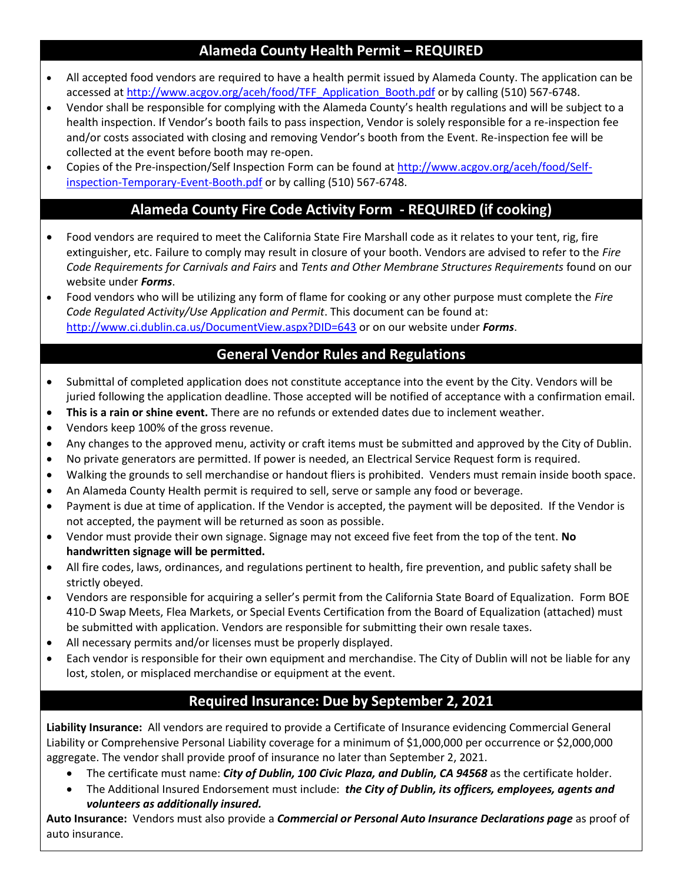## Alameda County Health Permit – REQUIRED

- All accepted food vendors are required to have a health permit issued by Alameda County. The application can be accessed at http://www.acgov.org/aceh/food/TFF_Application_Booth.pdf or by calling (510) 567-6748.
- Vendor shall be responsible for complying with the Alameda County's health regulations and will be subject to a health inspection. If Vendor's booth fails to pass inspection, Vendor is solely responsible for a re-inspection fee and/or costs associated with closing and removing Vendor's booth from the Event. Re-inspection fee will be collected at the event before booth may re-open.
- Copies of the Pre-inspection/Self Inspection Form can be found at http://www.acgov.org/aceh/food/Self-inspection-Temporary-Event-Booth.pdf or by calling (510) 567-6748.

## Alameda County Fire Code Activity Form - REQUIRED (if cooking)

- Food vendors are required to meet the California State Fire Marshall code as it relates to your tent, rig, fire extinguisher, etc. Failure to comply may result in closure of your booth. Vendors are advised to refer to the *Fire Code Requirements for Carnivals and Fairs* and *Tents and Other Membrane Structures Requirements* found on our website under ***Forms***.
- Food vendors who will be utilizing any form of flame for cooking or any other purpose must complete the *Fire Code Regulated Activity/Use Application and Permit*. This document can be found at: http://www.ci.dublin.ca.us/DocumentView.aspx?DID=643 or on our website under ***Forms***.

## General Vendor Rules and Regulations

- Submittal of completed application does not constitute acceptance into the event by the City. Vendors will be juried following the application deadline. Those accepted will be notified of acceptance with a confirmation email.
- **This is a rain or shine event.** There are no refunds or extended dates due to inclement weather.
- Vendors keep 100% of the gross revenue.
- Any changes to the approved menu, activity or craft items must be submitted and approved by the City of Dublin.
- No private generators are permitted. If power is needed, an Electrical Service Request form is required.
- Walking the grounds to sell merchandise or handout fliers is prohibited. Venders must remain inside booth space.
- An Alameda County Health permit is required to sell, serve or sample any food or beverage.
- Payment is due at time of application. If the Vendor is accepted, the payment will be deposited. If the Vendor is not accepted, the payment will be returned as soon as possible.
- Vendor must provide their own signage. Signage may not exceed five feet from the top of the tent. **No handwritten signage will be permitted.**
- All fire codes, laws, ordinances, and regulations pertinent to health, fire prevention, and public safety shall be strictly obeyed.
- Vendors are responsible for acquiring a seller's permit from the California State Board of Equalization. Form BOE 410-D Swap Meets, Flea Markets, or Special Events Certification from the Board of Equalization (attached) must be submitted with application. Vendors are responsible for submitting their own resale taxes.
- All necessary permits and/or licenses must be properly displayed.
- Each vendor is responsible for their own equipment and merchandise. The City of Dublin will not be liable for any lost, stolen, or misplaced merchandise or equipment at the event.

## Required Insurance: Due by September 2, 2021

**Liability Insurance:** All vendors are required to provide a Certificate of Insurance evidencing Commercial General Liability or Comprehensive Personal Liability coverage for a minimum of $1,000,000 per occurrence or $2,000,000 aggregate. The vendor shall provide proof of insurance no later than September 2, 2021.

- The certificate must name: ***City of Dublin, 100 Civic Plaza, and Dublin, CA 94568*** as the certificate holder.
- The Additional Insured Endorsement must include: ***the City of Dublin, its officers, employees, agents and volunteers as additionally insured.***

**Auto Insurance:** Vendors must also provide a ***Commercial or Personal Auto Insurance Declarations page*** as proof of auto insurance.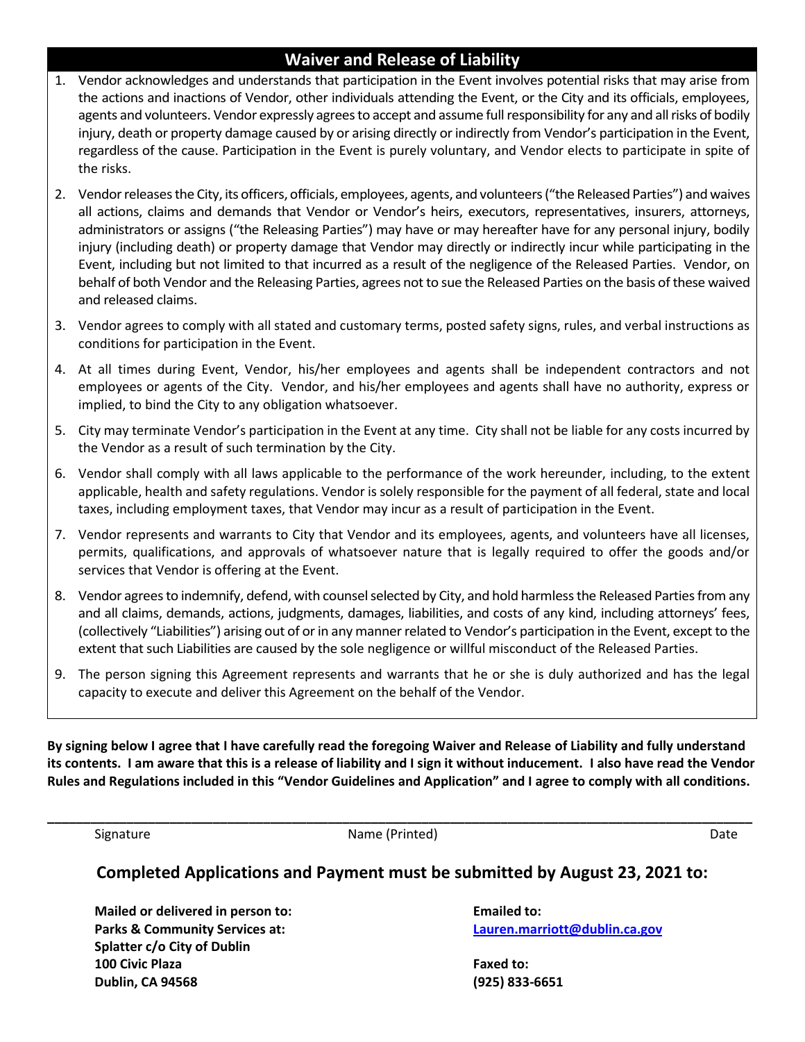## Waiver and Release of Liability

1. Vendor acknowledges and understands that participation in the Event involves potential risks that may arise from the actions and inactions of Vendor, other individuals attending the Event, or the City and its officials, employees, agents and volunteers. Vendor expressly agrees to accept and assume full responsibility for any and all risks of bodily injury, death or property damage caused by or arising directly or indirectly from Vendor's participation in the Event, regardless of the cause. Participation in the Event is purely voluntary, and Vendor elects to participate in spite of the risks.
2. Vendor releases the City, its officers, officials, employees, agents, and volunteers ("the Released Parties") and waives all actions, claims and demands that Vendor or Vendor's heirs, executors, representatives, insurers, attorneys, administrators or assigns ("the Releasing Parties") may have or may hereafter have for any personal injury, bodily injury (including death) or property damage that Vendor may directly or indirectly incur while participating in the Event, including but not limited to that incurred as a result of the negligence of the Released Parties. Vendor, on behalf of both Vendor and the Releasing Parties, agrees not to sue the Released Parties on the basis of these waived and released claims.
3. Vendor agrees to comply with all stated and customary terms, posted safety signs, rules, and verbal instructions as conditions for participation in the Event.
4. At all times during Event, Vendor, his/her employees and agents shall be independent contractors and not employees or agents of the City. Vendor, and his/her employees and agents shall have no authority, express or implied, to bind the City to any obligation whatsoever.
5. City may terminate Vendor's participation in the Event at any time. City shall not be liable for any costs incurred by the Vendor as a result of such termination by the City.
6. Vendor shall comply with all laws applicable to the performance of the work hereunder, including, to the extent applicable, health and safety regulations. Vendor is solely responsible for the payment of all federal, state and local taxes, including employment taxes, that Vendor may incur as a result of participation in the Event.
7. Vendor represents and warrants to City that Vendor and its employees, agents, and volunteers have all licenses, permits, qualifications, and approvals of whatsoever nature that is legally required to offer the goods and/or services that Vendor is offering at the Event.
8. Vendor agrees to indemnify, defend, with counsel selected by City, and hold harmless the Released Parties from any and all claims, demands, actions, judgments, damages, liabilities, and costs of any kind, including attorneys' fees, (collectively "Liabilities") arising out of or in any manner related to Vendor's participation in the Event, except to the extent that such Liabilities are caused by the sole negligence or willful misconduct of the Released Parties.
9. The person signing this Agreement represents and warrants that he or she is duly authorized and has the legal capacity to execute and deliver this Agreement on the behalf of the Vendor.

**By signing below I agree that I have carefully read the foregoing Waiver and Release of Liability and fully understand its contents. I am aware that this is a release of liability and I sign it without inducement. I also have read the Vendor Rules and Regulations included in this "Vendor Guidelines and Application" and I agree to comply with all conditions.**

\_\_\_\_\_\_\_\_\_\_\_\_\_\_\_\_\_\_\_\_\_\_\_\_\_\_\_\_\_\_\_\_\_\_\_\_\_\_\_\_\_\_\_\_\_\_\_\_\_\_\_\_\_\_\_\_\_\_\_\_\_\_\_\_\_\_\_\_\_\_\_\_

Signature Name (Printed) Date

## Completed Applications and Payment must be submitted by August 23, 2021 to:

**Mailed or delivered in person to:**
**Parks & Community Services at:**
**Splatter c/o City of Dublin**
**100 Civic Plaza**
**Dublin, CA 94568**

**Emailed to:**
**Lauren.marriott@dublin.ca.gov**

**Faxed to:**
**(925) 833-6651**